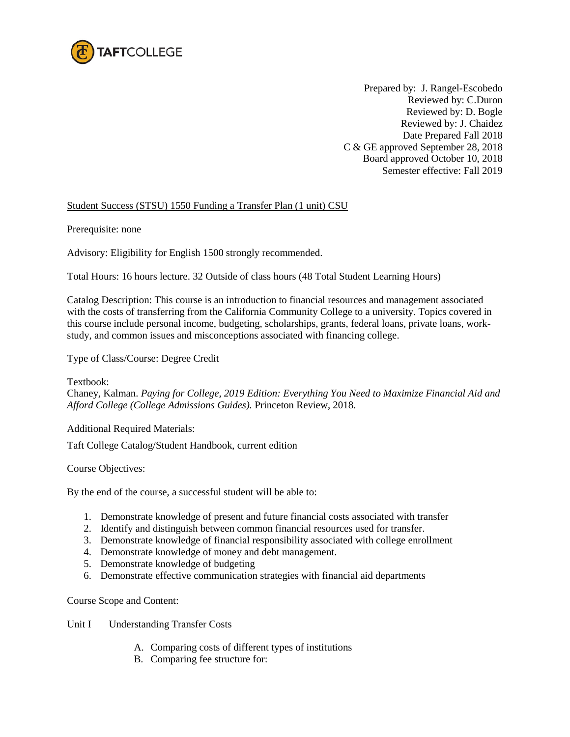TAFTCOLLEGE

Prepared by: J. Rangel-Escobedo
Reviewed by: C.Duron
Reviewed by: D. Bogle
Reviewed by: J. Chaidez
Date Prepared Fall 2018
C & GE approved September 28, 2018
Board approved October 10, 2018
Semester effective: Fall 2019

Student Success (STSU) 1550 Funding a Transfer Plan (1 unit) CSU

Prerequisite: none

Advisory: Eligibility for English 1500 strongly recommended.

Total Hours: 16 hours lecture. 32 Outside of class hours (48 Total Student Learning Hours)

Catalog Description: This course is an introduction to financial resources and management associated with the costs of transferring from the California Community College to a university. Topics covered in this course include personal income, budgeting, scholarships, grants, federal loans, private loans, work-study, and common issues and misconceptions associated with financing college.

Type of Class/Course: Degree Credit

Textbook:
Chaney, Kalman. *Paying for College, 2019 Edition: Everything You Need to Maximize Financial Aid and Afford College (College Admissions Guides).* Princeton Review, 2018.

Additional Required Materials:

Taft College Catalog/Student Handbook, current edition

Course Objectives:

By the end of the course, a successful student will be able to:

1. Demonstrate knowledge of present and future financial costs associated with transfer
2. Identify and distinguish between common financial resources used for transfer.
3. Demonstrate knowledge of financial responsibility associated with college enrollment
4. Demonstrate knowledge of money and debt management.
5. Demonstrate knowledge of budgeting
6. Demonstrate effective communication strategies with financial aid departments

Course Scope and Content:

Unit I Understanding Transfer Costs

A. Comparing costs of different types of institutions
B. Comparing fee structure for: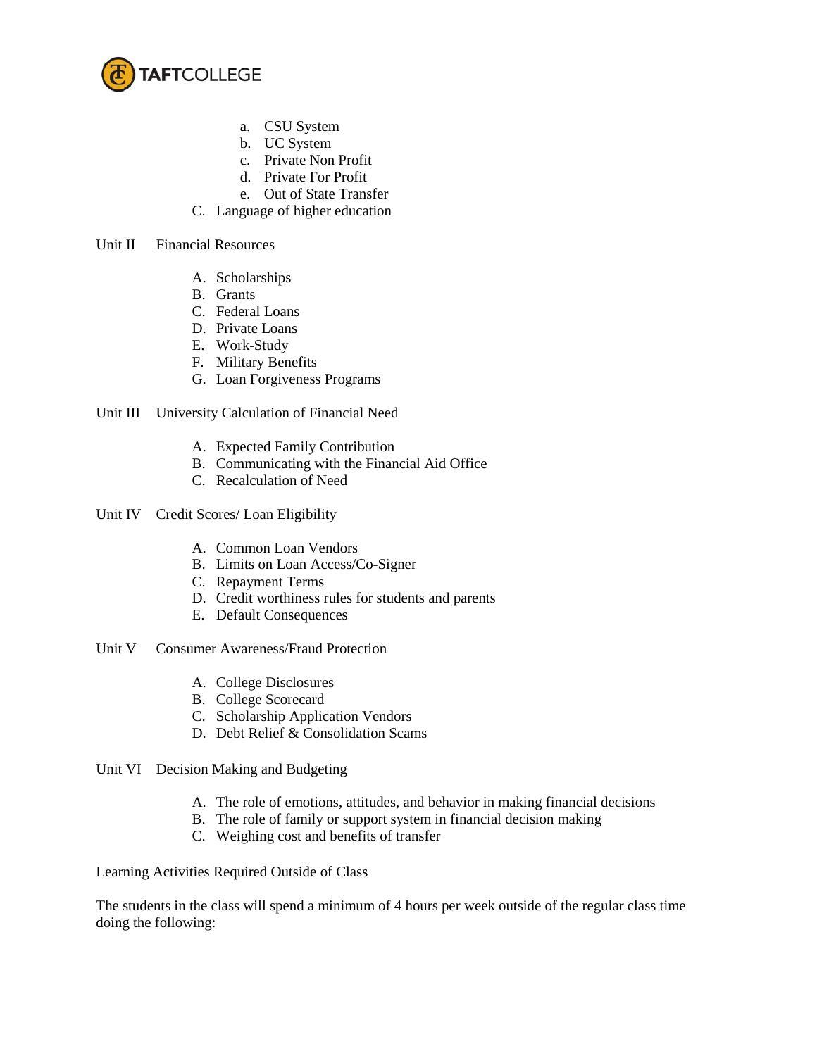a. CSU System
   b. UC System
   c. Private Non Profit
   d. Private For Profit
   e. Out of State Transfer

C. Language of higher education

Unit II    Financial Resources

A. Scholarships
B. Grants
C. Federal Loans
D. Private Loans
E. Work-Study
F. Military Benefits
G. Loan Forgiveness Programs

Unit III    University Calculation of Financial Need

A. Expected Family Contribution
B. Communicating with the Financial Aid Office
C. Recalculation of Need

Unit IV    Credit Scores/ Loan Eligibility

A. Common Loan Vendors
B. Limits on Loan Access/Co-Signer
C. Repayment Terms
D. Credit worthiness rules for students and parents
E. Default Consequences

Unit V    Consumer Awareness/Fraud Protection

A. College Disclosures
B. College Scorecard
C. Scholarship Application Vendors
D. Debt Relief & Consolidation Scams

Unit VI    Decision Making and Budgeting

A. The role of emotions, attitudes, and behavior in making financial decisions
B. The role of family or support system in financial decision making
C. Weighing cost and benefits of transfer

Learning Activities Required Outside of Class

The students in the class will spend a minimum of 4 hours per week outside of the regular class time doing the following: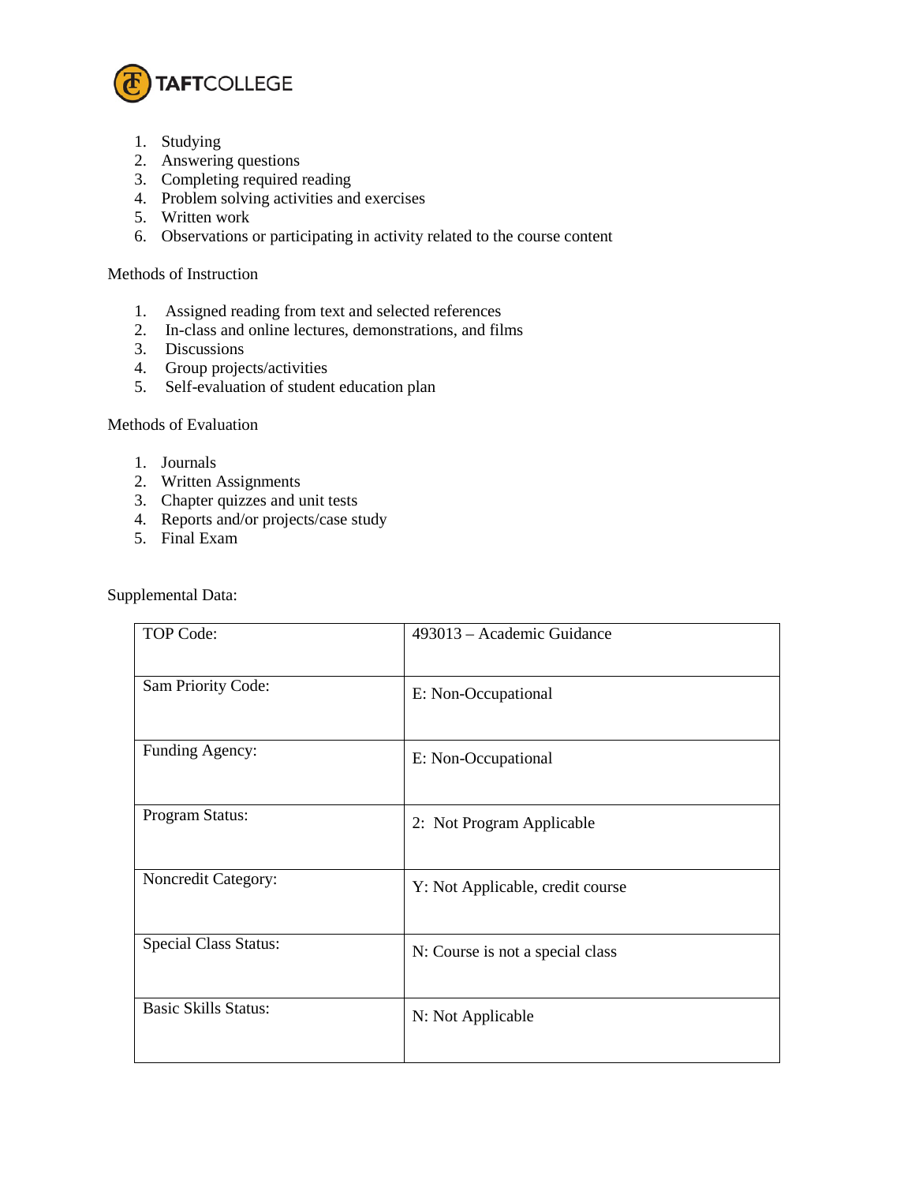1. Studying
2. Answering questions
3. Completing required reading
4. Problem solving activities and exercises
5. Written work
6. Observations or participating in activity related to the course content

Methods of Instruction

1. Assigned reading from text and selected references
2. In-class and online lectures, demonstrations, and films
3. Discussions
4. Group projects/activities
5. Self-evaluation of student education plan

Methods of Evaluation

1. Journals
2. Written Assignments
3. Chapter quizzes and unit tests
4. Reports and/or projects/case study
5. Final Exam

Supplemental Data:

| | |
|---|---|
| TOP Code: | 493013 – Academic Guidance |
| Sam Priority Code: | E: Non-Occupational |
| Funding Agency: | E: Non-Occupational |
| Program Status: | 2: Not Program Applicable |
| Noncredit Category: | Y: Not Applicable, credit course |
| Special Class Status: | N: Course is not a special class |
| Basic Skills Status: | N: Not Applicable |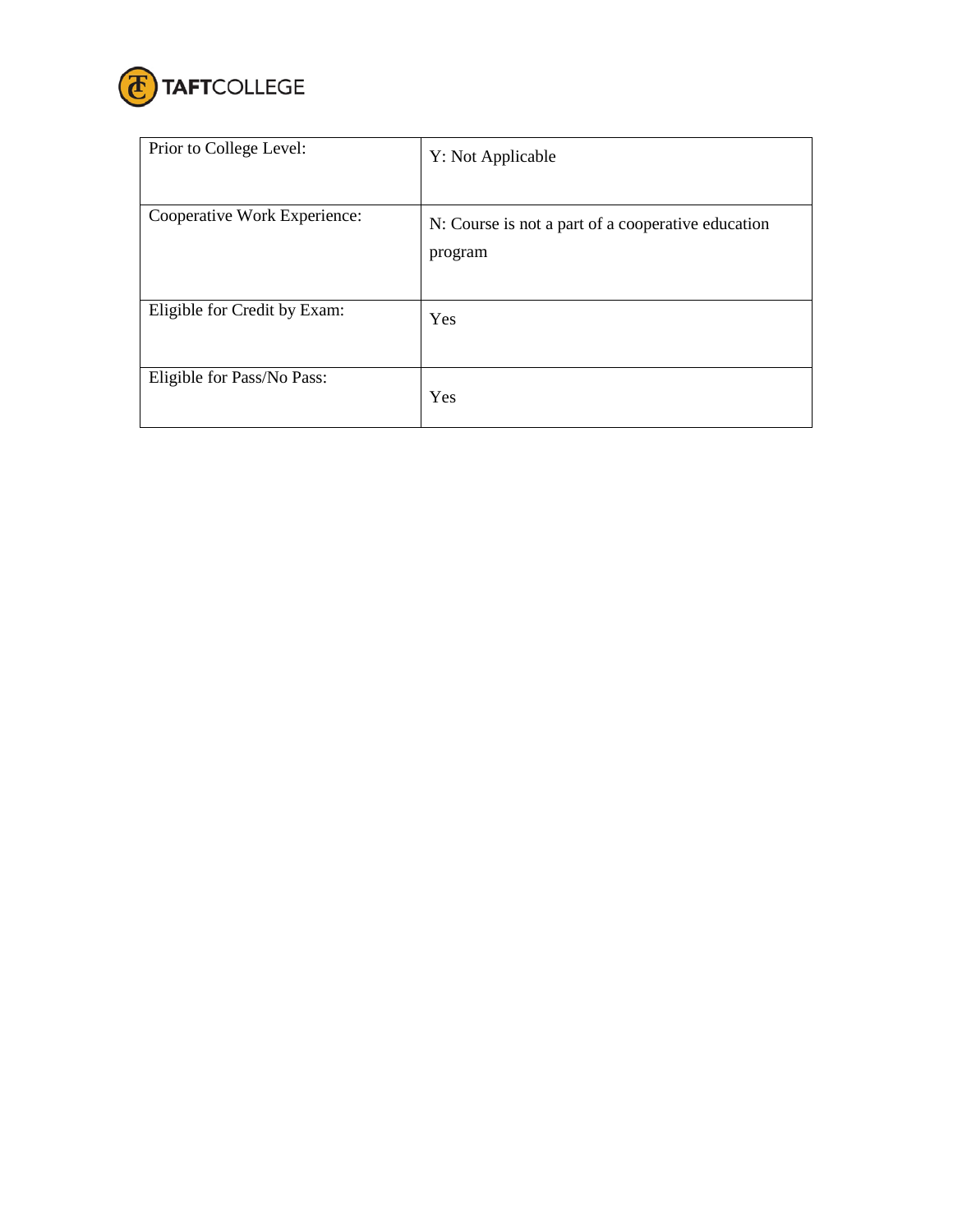| | |
|---|---|
| Prior to College Level: | Y: Not Applicable |
| Cooperative Work Experience: | N: Course is not a part of a cooperative education program |
| Eligible for Credit by Exam: | Yes |
| Eligible for Pass/No Pass: | Yes |